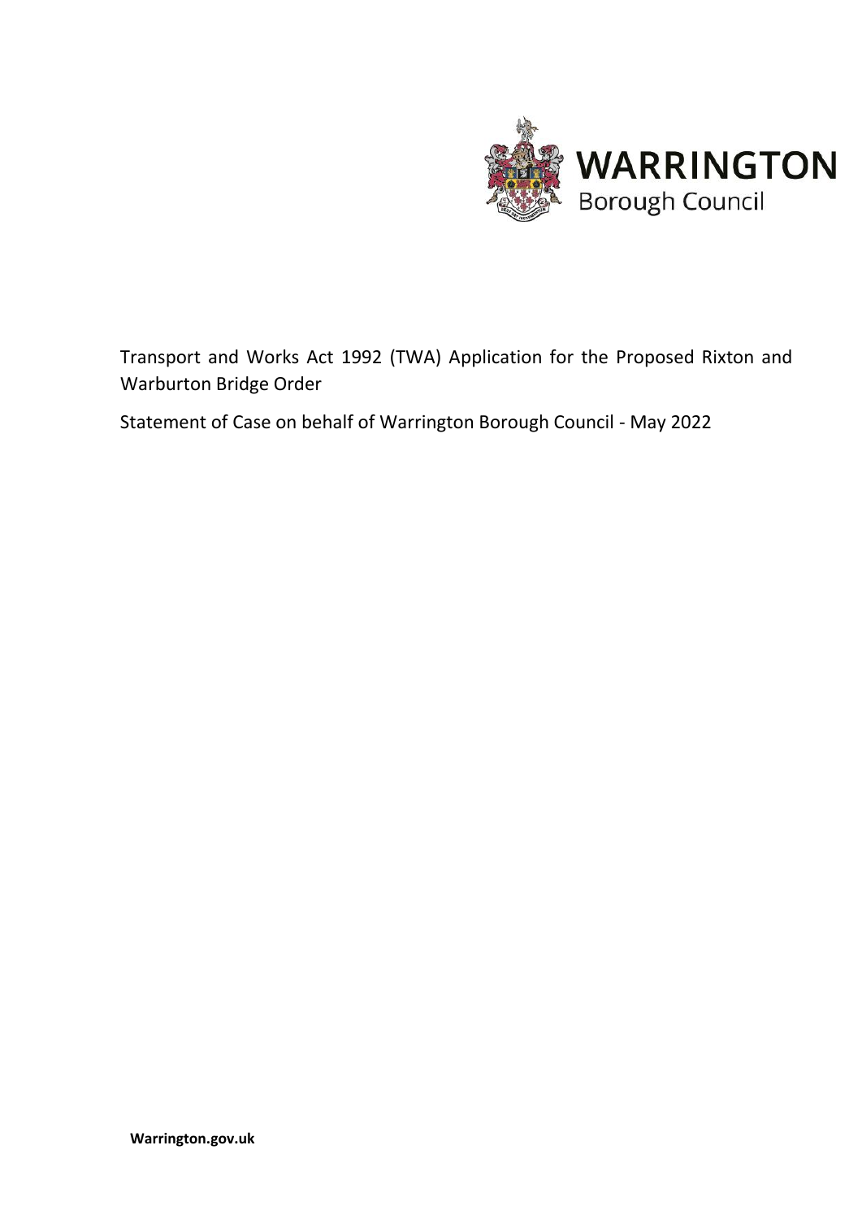WARRINGTON
Borough Council

Transport and Works Act 1992 (TWA) Application for the Proposed Rixton and Warburton Bridge Order

Statement of Case on behalf of Warrington Borough Council - May 2022

**Warrington.gov.uk**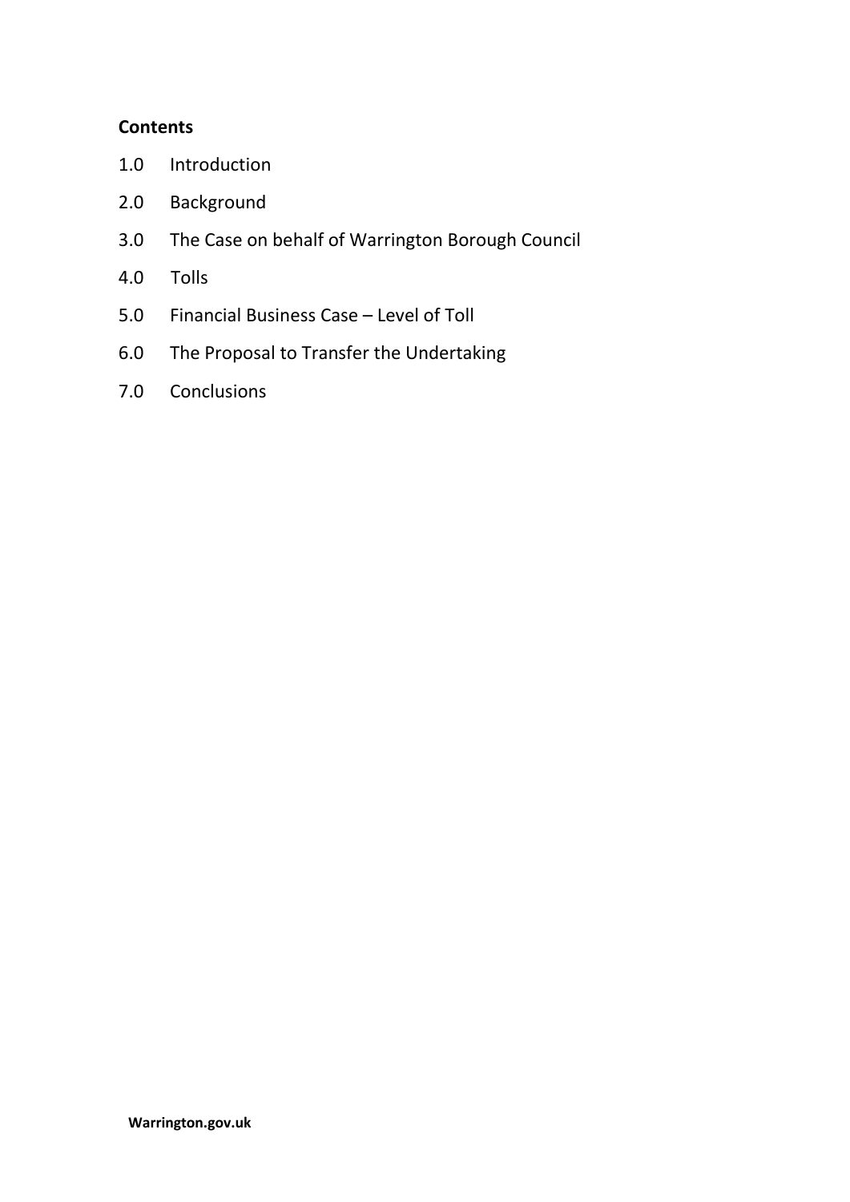**Contents**

1.0 Introduction

2.0 Background

3.0 The Case on behalf of Warrington Borough Council

4.0 Tolls

5.0 Financial Business Case – Level of Toll

6.0 The Proposal to Transfer the Undertaking

7.0 Conclusions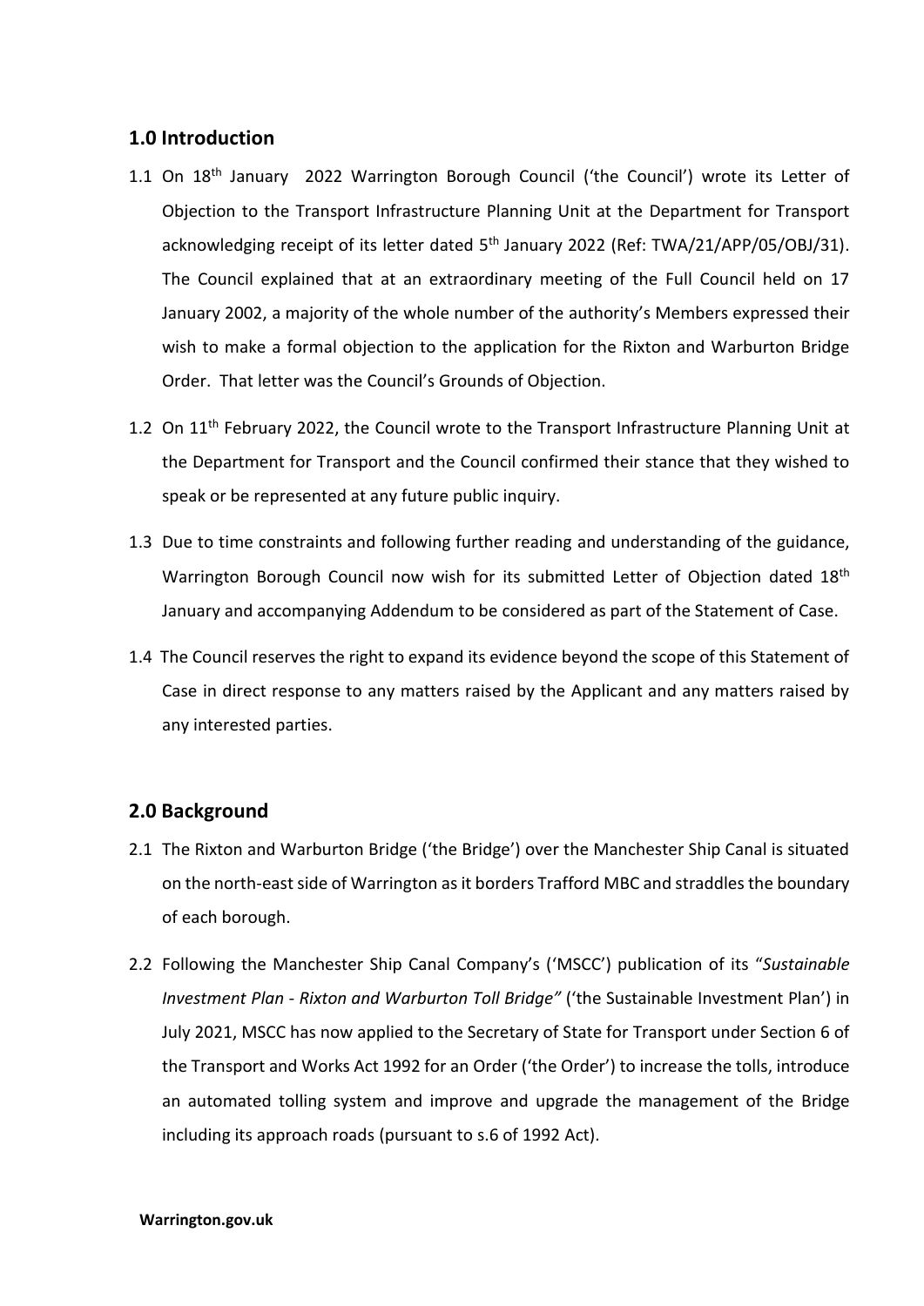## 1.0 Introduction

1.1 On 18th January 2022 Warrington Borough Council ('the Council') wrote its Letter of Objection to the Transport Infrastructure Planning Unit at the Department for Transport acknowledging receipt of its letter dated 5th January 2022 (Ref: TWA/21/APP/05/OBJ/31). The Council explained that at an extraordinary meeting of the Full Council held on 17 January 2002, a majority of the whole number of the authority's Members expressed their wish to make a formal objection to the application for the Rixton and Warburton Bridge Order. That letter was the Council's Grounds of Objection.

1.2 On 11th February 2022, the Council wrote to the Transport Infrastructure Planning Unit at the Department for Transport and the Council confirmed their stance that they wished to speak or be represented at any future public inquiry.

1.3 Due to time constraints and following further reading and understanding of the guidance, Warrington Borough Council now wish for its submitted Letter of Objection dated 18th January and accompanying Addendum to be considered as part of the Statement of Case.

1.4 The Council reserves the right to expand its evidence beyond the scope of this Statement of Case in direct response to any matters raised by the Applicant and any matters raised by any interested parties.

## 2.0 Background

2.1 The Rixton and Warburton Bridge ('the Bridge') over the Manchester Ship Canal is situated on the north-east side of Warrington as it borders Trafford MBC and straddles the boundary of each borough.

2.2 Following the Manchester Ship Canal Company's ('MSCC') publication of its "*Sustainable Investment Plan - Rixton and Warburton Toll Bridge"* ('the Sustainable Investment Plan') in July 2021, MSCC has now applied to the Secretary of State for Transport under Section 6 of the Transport and Works Act 1992 for an Order ('the Order') to increase the tolls, introduce an automated tolling system and improve and upgrade the management of the Bridge including its approach roads (pursuant to s.6 of 1992 Act).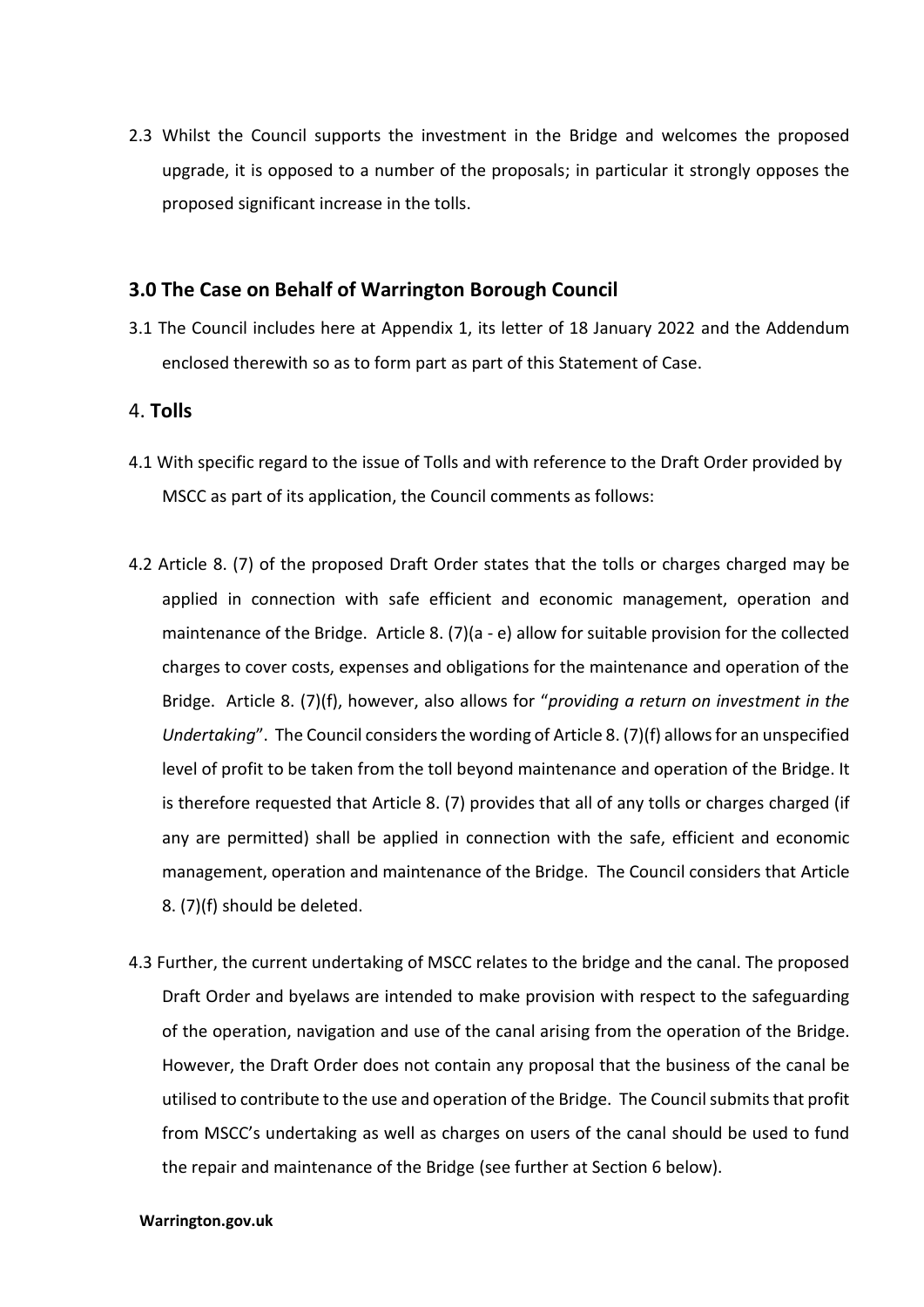2.3 Whilst the Council supports the investment in the Bridge and welcomes the proposed upgrade, it is opposed to a number of the proposals; in particular it strongly opposes the proposed significant increase in the tolls.

## 3.0 The Case on Behalf of Warrington Borough Council

3.1 The Council includes here at Appendix 1, its letter of 18 January 2022 and the Addendum enclosed therewith so as to form part as part of this Statement of Case.

## 4. **Tolls**

4.1 With specific regard to the issue of Tolls and with reference to the Draft Order provided by MSCC as part of its application, the Council comments as follows:

4.2 Article 8. (7) of the proposed Draft Order states that the tolls or charges charged may be applied in connection with safe efficient and economic management, operation and maintenance of the Bridge. Article 8. (7)(a - e) allow for suitable provision for the collected charges to cover costs, expenses and obligations for the maintenance and operation of the Bridge. Article 8. (7)(f), however, also allows for "*providing a return on investment in the Undertaking*". The Council considers the wording of Article 8. (7)(f) allows for an unspecified level of profit to be taken from the toll beyond maintenance and operation of the Bridge. It is therefore requested that Article 8. (7) provides that all of any tolls or charges charged (if any are permitted) shall be applied in connection with the safe, efficient and economic management, operation and maintenance of the Bridge. The Council considers that Article 8. (7)(f) should be deleted.

4.3 Further, the current undertaking of MSCC relates to the bridge and the canal. The proposed Draft Order and byelaws are intended to make provision with respect to the safeguarding of the operation, navigation and use of the canal arising from the operation of the Bridge. However, the Draft Order does not contain any proposal that the business of the canal be utilised to contribute to the use and operation of the Bridge. The Council submits that profit from MSCC's undertaking as well as charges on users of the canal should be used to fund the repair and maintenance of the Bridge (see further at Section 6 below).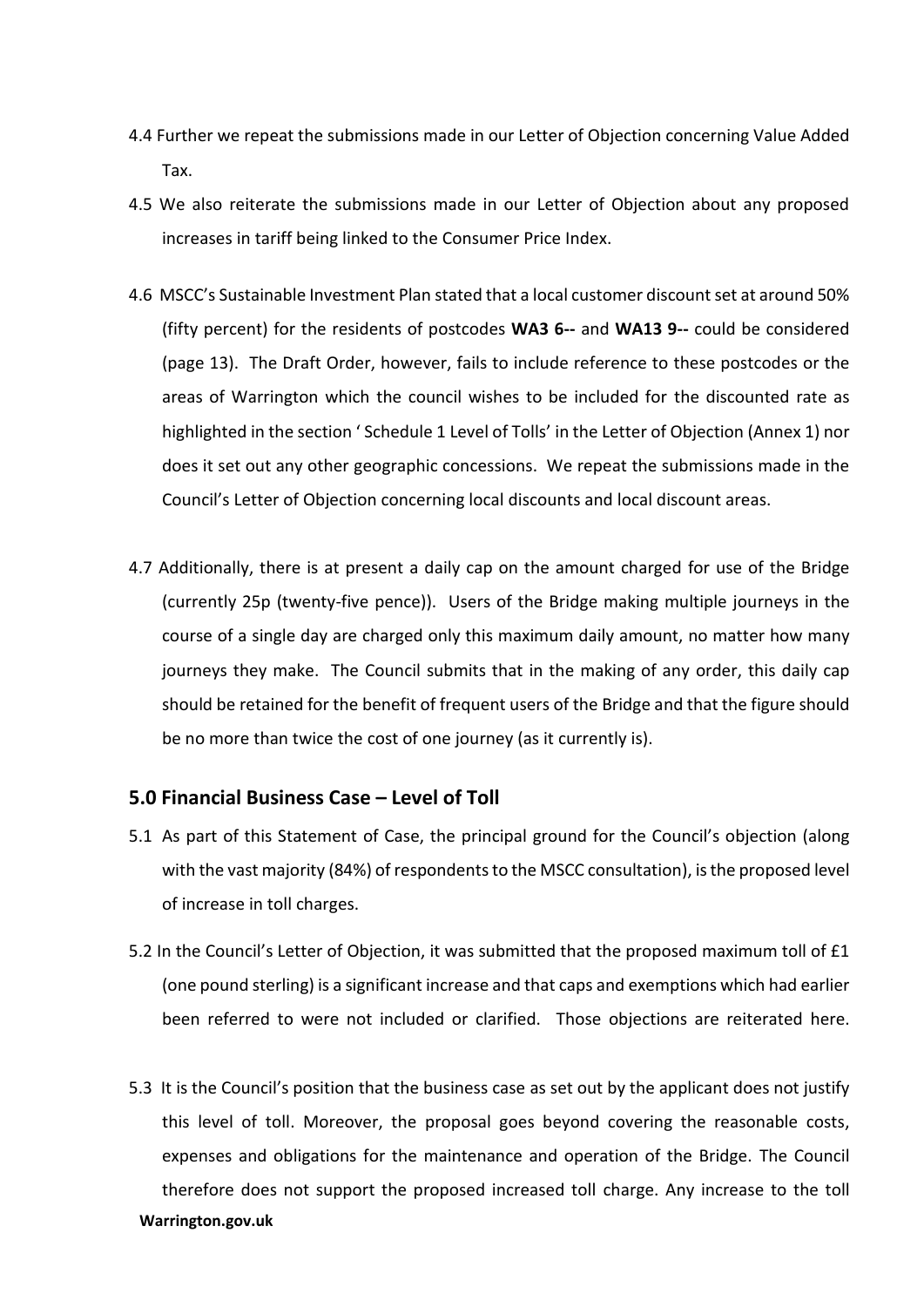4.4 Further we repeat the submissions made in our Letter of Objection concerning Value Added Tax.

4.5 We also reiterate the submissions made in our Letter of Objection about any proposed increases in tariff being linked to the Consumer Price Index.

4.6 MSCC's Sustainable Investment Plan stated that a local customer discount set at around 50% (fifty percent) for the residents of postcodes **WA3 6--** and **WA13 9--** could be considered (page 13). The Draft Order, however, fails to include reference to these postcodes or the areas of Warrington which the council wishes to be included for the discounted rate as highlighted in the section ' Schedule 1 Level of Tolls' in the Letter of Objection (Annex 1) nor does it set out any other geographic concessions. We repeat the submissions made in the Council's Letter of Objection concerning local discounts and local discount areas.

4.7 Additionally, there is at present a daily cap on the amount charged for use of the Bridge (currently 25p (twenty-five pence)). Users of the Bridge making multiple journeys in the course of a single day are charged only this maximum daily amount, no matter how many journeys they make. The Council submits that in the making of any order, this daily cap should be retained for the benefit of frequent users of the Bridge and that the figure should be no more than twice the cost of one journey (as it currently is).

## 5.0 Financial Business Case – Level of Toll

5.1 As part of this Statement of Case, the principal ground for the Council's objection (along with the vast majority (84%) of respondents to the MSCC consultation), is the proposed level of increase in toll charges.

5.2 In the Council's Letter of Objection, it was submitted that the proposed maximum toll of £1 (one pound sterling) is a significant increase and that caps and exemptions which had earlier been referred to were not included or clarified. Those objections are reiterated here.

5.3 It is the Council's position that the business case as set out by the applicant does not justify this level of toll. Moreover, the proposal goes beyond covering the reasonable costs, expenses and obligations for the maintenance and operation of the Bridge. The Council therefore does not support the proposed increased toll charge. Any increase to the toll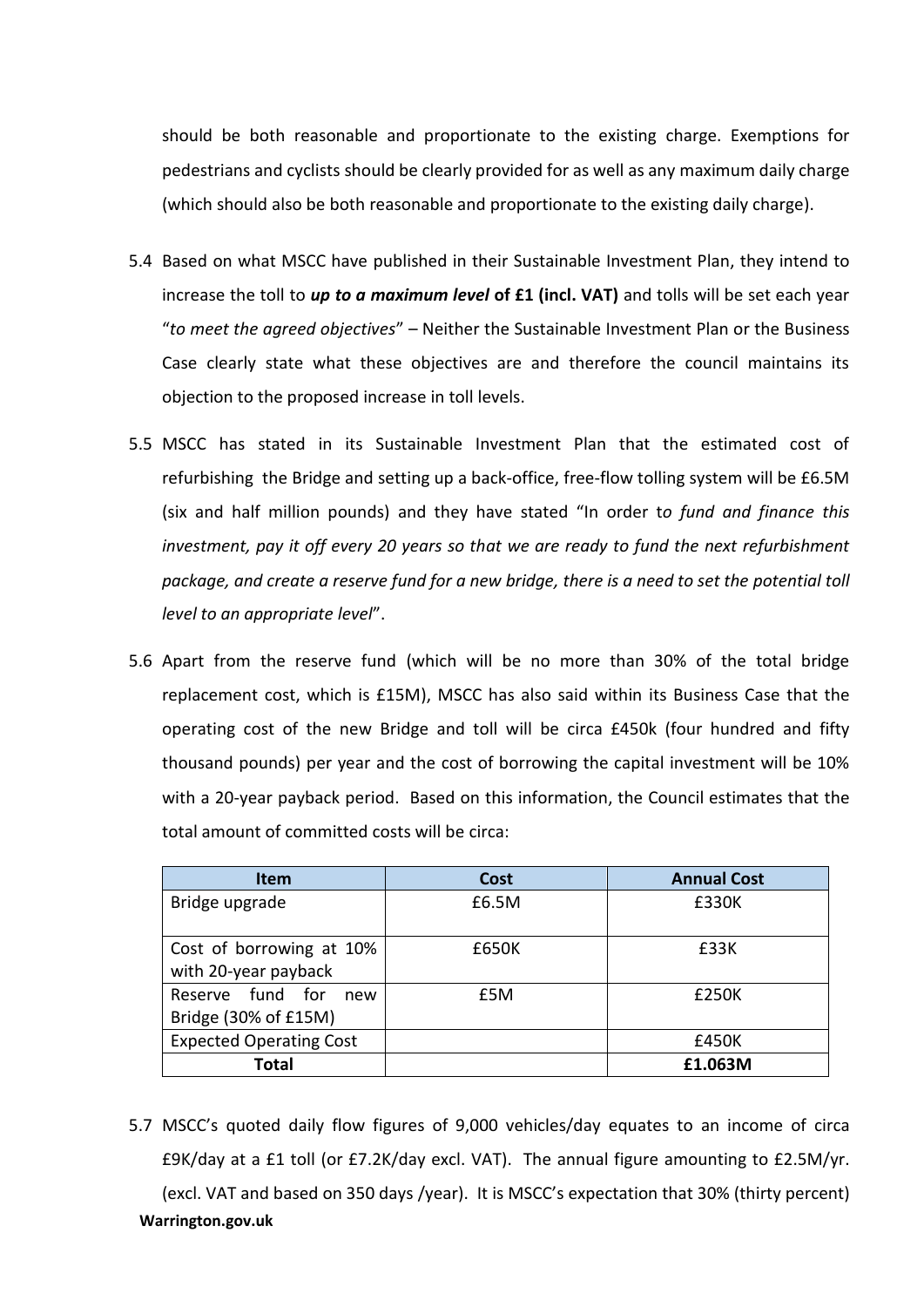should be both reasonable and proportionate to the existing charge. Exemptions for pedestrians and cyclists should be clearly provided for as well as any maximum daily charge (which should also be both reasonable and proportionate to the existing daily charge).

5.4 Based on what MSCC have published in their Sustainable Investment Plan, they intend to increase the toll to ***up to a maximum level* of £1 (incl. VAT)** and tolls will be set each year "*to meet the agreed objectives*" – Neither the Sustainable Investment Plan or the Business Case clearly state what these objectives are and therefore the council maintains its objection to the proposed increase in toll levels.

5.5 MSCC has stated in its Sustainable Investment Plan that the estimated cost of refurbishing the Bridge and setting up a back-office, free-flow tolling system will be £6.5M (six and half million pounds) and they have stated "In order t*o fund and finance this investment, pay it off every 20 years so that we are ready to fund the next refurbishment package, and create a reserve fund for a new bridge, there is a need to set the potential toll level to an appropriate level*".

5.6 Apart from the reserve fund (which will be no more than 30% of the total bridge replacement cost, which is £15M), MSCC has also said within its Business Case that the operating cost of the new Bridge and toll will be circa £450k (four hundred and fifty thousand pounds) per year and the cost of borrowing the capital investment will be 10% with a 20-year payback period. Based on this information, the Council estimates that the total amount of committed costs will be circa:

| Item | Cost | Annual Cost |
| --- | --- | --- |
| Bridge upgrade | £6.5M | £330K |
| Cost of borrowing at 10% with 20-year payback | £650K | £33K |
| Reserve fund for new Bridge (30% of £15M) | £5M | £250K |
| Expected Operating Cost | | £450K |
| **Total** | | **£1.063M** |

5.7 MSCC's quoted daily flow figures of 9,000 vehicles/day equates to an income of circa £9K/day at a £1 toll (or £7.2K/day excl. VAT). The annual figure amounting to £2.5M/yr. (excl. VAT and based on 350 days /year). It is MSCC's expectation that 30% (thirty percent)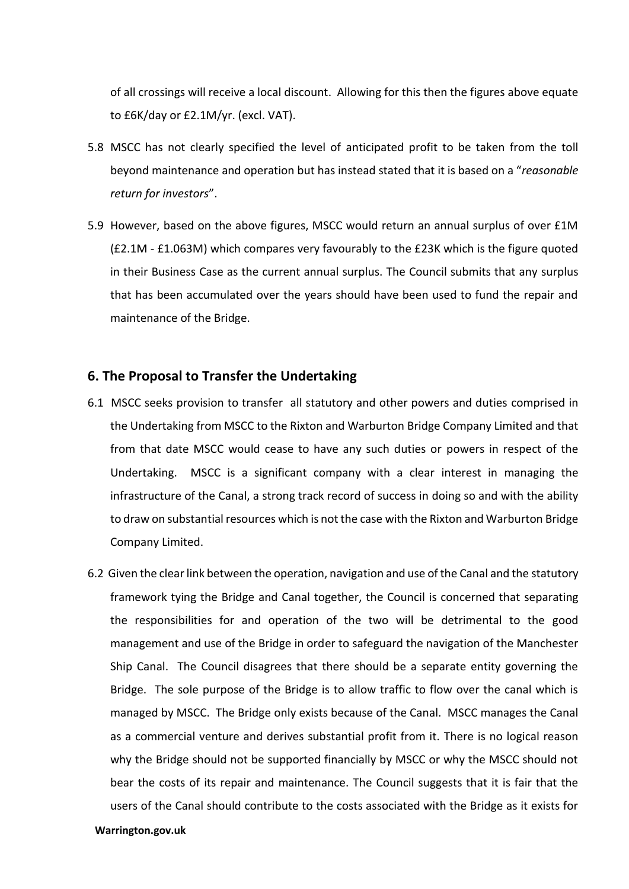of all crossings will receive a local discount. Allowing for this then the figures above equate to £6K/day or £2.1M/yr. (excl. VAT).

5.8 MSCC has not clearly specified the level of anticipated profit to be taken from the toll beyond maintenance and operation but has instead stated that it is based on a "*reasonable return for investors*".

5.9 However, based on the above figures, MSCC would return an annual surplus of over £1M (£2.1M - £1.063M) which compares very favourably to the £23K which is the figure quoted in their Business Case as the current annual surplus. The Council submits that any surplus that has been accumulated over the years should have been used to fund the repair and maintenance of the Bridge.

## 6. The Proposal to Transfer the Undertaking

6.1 MSCC seeks provision to transfer all statutory and other powers and duties comprised in the Undertaking from MSCC to the Rixton and Warburton Bridge Company Limited and that from that date MSCC would cease to have any such duties or powers in respect of the Undertaking. MSCC is a significant company with a clear interest in managing the infrastructure of the Canal, a strong track record of success in doing so and with the ability to draw on substantial resources which is not the case with the Rixton and Warburton Bridge Company Limited.

6.2 Given the clear link between the operation, navigation and use of the Canal and the statutory framework tying the Bridge and Canal together, the Council is concerned that separating the responsibilities for and operation of the two will be detrimental to the good management and use of the Bridge in order to safeguard the navigation of the Manchester Ship Canal. The Council disagrees that there should be a separate entity governing the Bridge. The sole purpose of the Bridge is to allow traffic to flow over the canal which is managed by MSCC. The Bridge only exists because of the Canal. MSCC manages the Canal as a commercial venture and derives substantial profit from it. There is no logical reason why the Bridge should not be supported financially by MSCC or why the MSCC should not bear the costs of its repair and maintenance. The Council suggests that it is fair that the users of the Canal should contribute to the costs associated with the Bridge as it exists for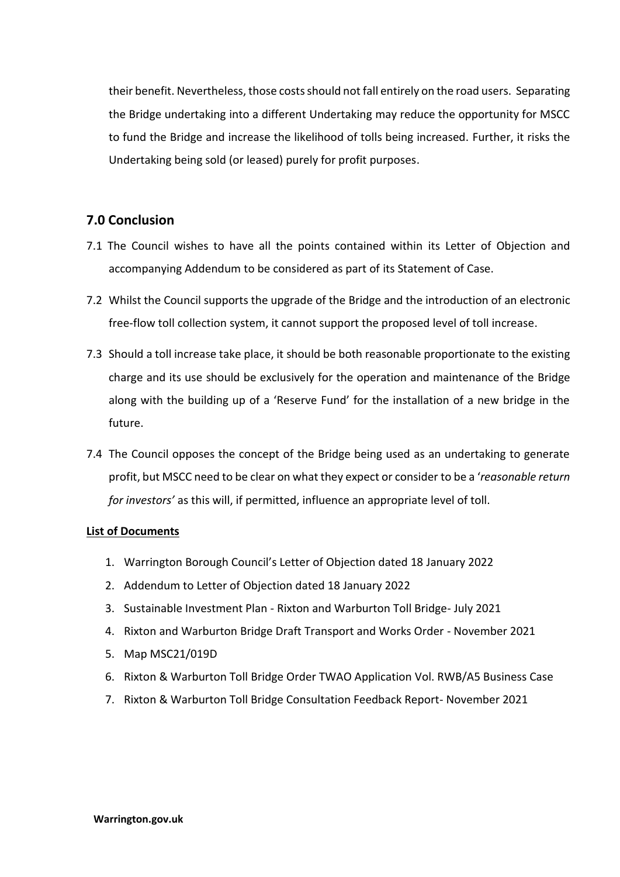their benefit. Nevertheless, those costs should not fall entirely on the road users. Separating the Bridge undertaking into a different Undertaking may reduce the opportunity for MSCC to fund the Bridge and increase the likelihood of tolls being increased. Further, it risks the Undertaking being sold (or leased) purely for profit purposes.

## 7.0 Conclusion

7.1 The Council wishes to have all the points contained within its Letter of Objection and accompanying Addendum to be considered as part of its Statement of Case.

7.2 Whilst the Council supports the upgrade of the Bridge and the introduction of an electronic free-flow toll collection system, it cannot support the proposed level of toll increase.

7.3 Should a toll increase take place, it should be both reasonable proportionate to the existing charge and its use should be exclusively for the operation and maintenance of the Bridge along with the building up of a 'Reserve Fund' for the installation of a new bridge in the future.

7.4 The Council opposes the concept of the Bridge being used as an undertaking to generate profit, but MSCC need to be clear on what they expect or consider to be a '*reasonable return for investors'* as this will, if permitted, influence an appropriate level of toll.

**List of Documents**

1. Warrington Borough Council's Letter of Objection dated 18 January 2022
2. Addendum to Letter of Objection dated 18 January 2022
3. Sustainable Investment Plan - Rixton and Warburton Toll Bridge- July 2021
4. Rixton and Warburton Bridge Draft Transport and Works Order - November 2021
5. Map MSC21/019D
6. Rixton & Warburton Toll Bridge Order TWAO Application Vol. RWB/A5 Business Case
7. Rixton & Warburton Toll Bridge Consultation Feedback Report- November 2021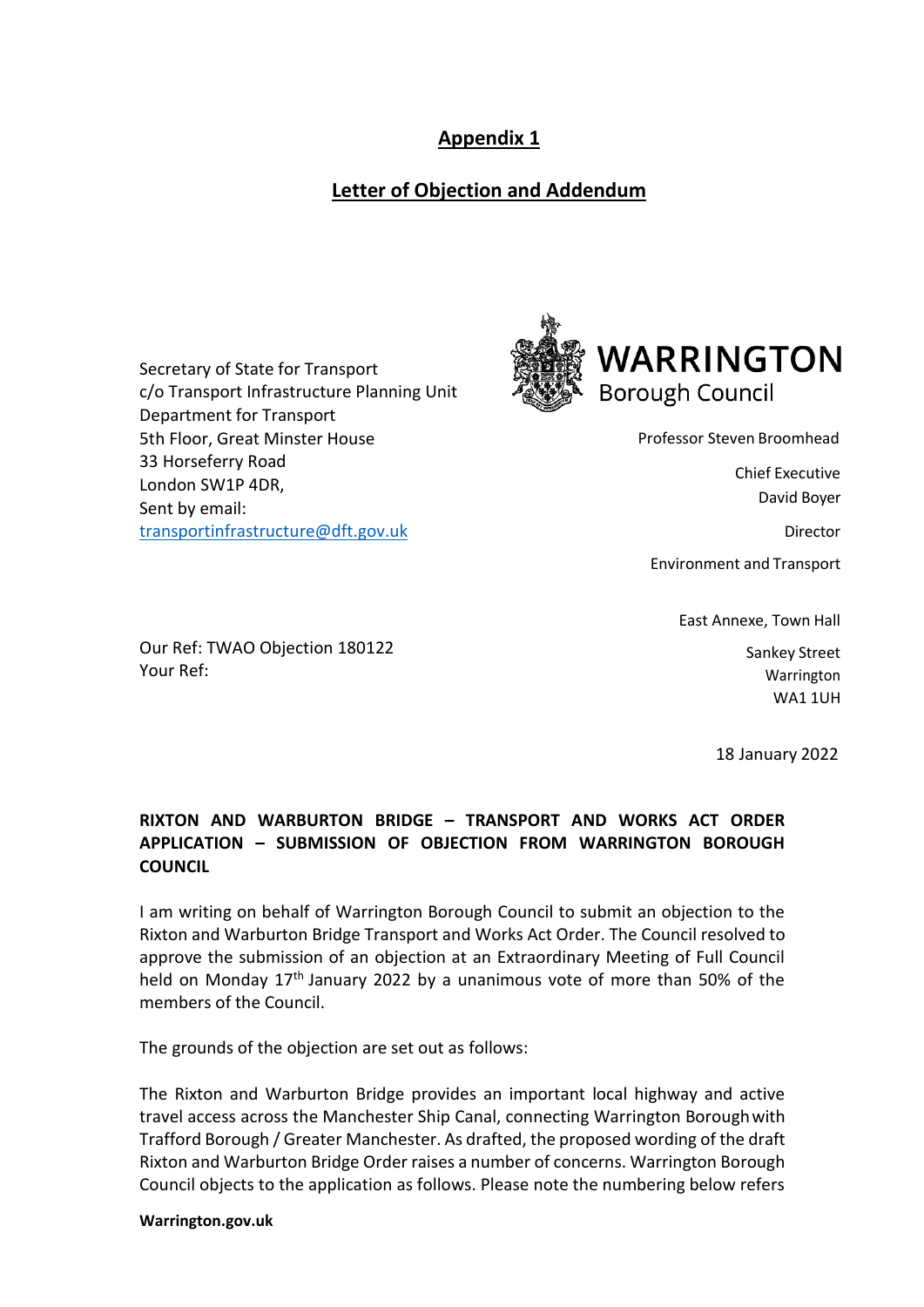# Appendix 1

## Letter of Objection and Addendum

Secretary of State for Transport
c/o Transport Infrastructure Planning Unit
Department for Transport
5th Floor, Great Minster House
33 Horseferry Road
London SW1P 4DR,
Sent by email:
transportinfrastructure@dft.gov.uk

**WARRINGTON**
Borough Council

Professor Steven Broomhead

Chief Executive
David Boyer

Director

Environment and Transport

East Annexe, Town Hall

Sankey Street
Warrington
WA1 1UH

Our Ref: TWAO Objection 180122
Your Ref:

18 January 2022

**RIXTON AND WARBURTON BRIDGE – TRANSPORT AND WORKS ACT ORDER APPLICATION – SUBMISSION OF OBJECTION FROM WARRINGTON BOROUGH COUNCIL**

I am writing on behalf of Warrington Borough Council to submit an objection to the Rixton and Warburton Bridge Transport and Works Act Order. The Council resolved to approve the submission of an objection at an Extraordinary Meeting of Full Council held on Monday 17th January 2022 by a unanimous vote of more than 50% of the members of the Council.

The grounds of the objection are set out as follows:

The Rixton and Warburton Bridge provides an important local highway and active travel access across the Manchester Ship Canal, connecting Warrington Borough with Trafford Borough / Greater Manchester. As drafted, the proposed wording of the draft Rixton and Warburton Bridge Order raises a number of concerns. Warrington Borough Council objects to the application as follows. Please note the numbering below refers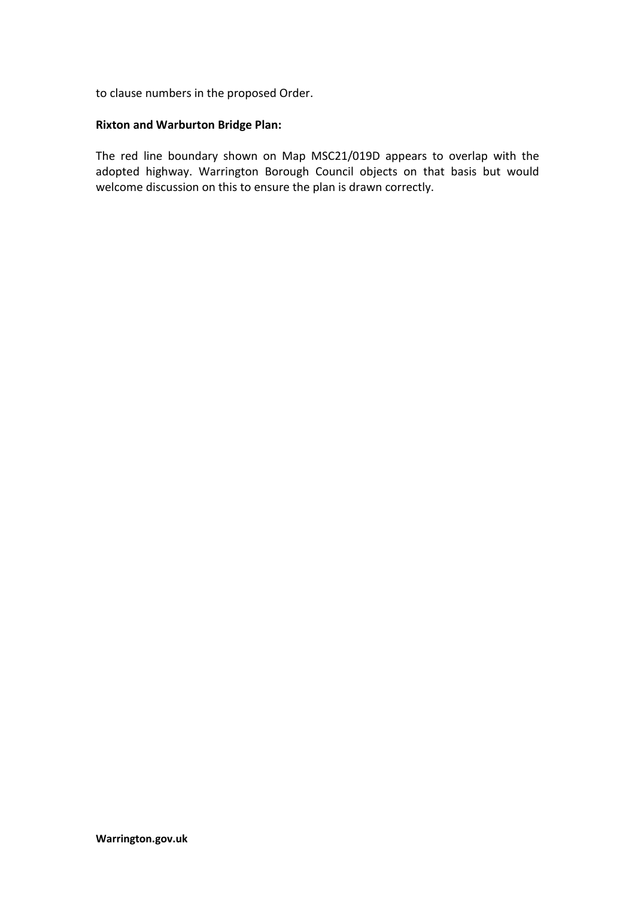to clause numbers in the proposed Order.

**Rixton and Warburton Bridge Plan:**

The red line boundary shown on Map MSC21/019D appears to overlap with the adopted highway. Warrington Borough Council objects on that basis but would welcome discussion on this to ensure the plan is drawn correctly.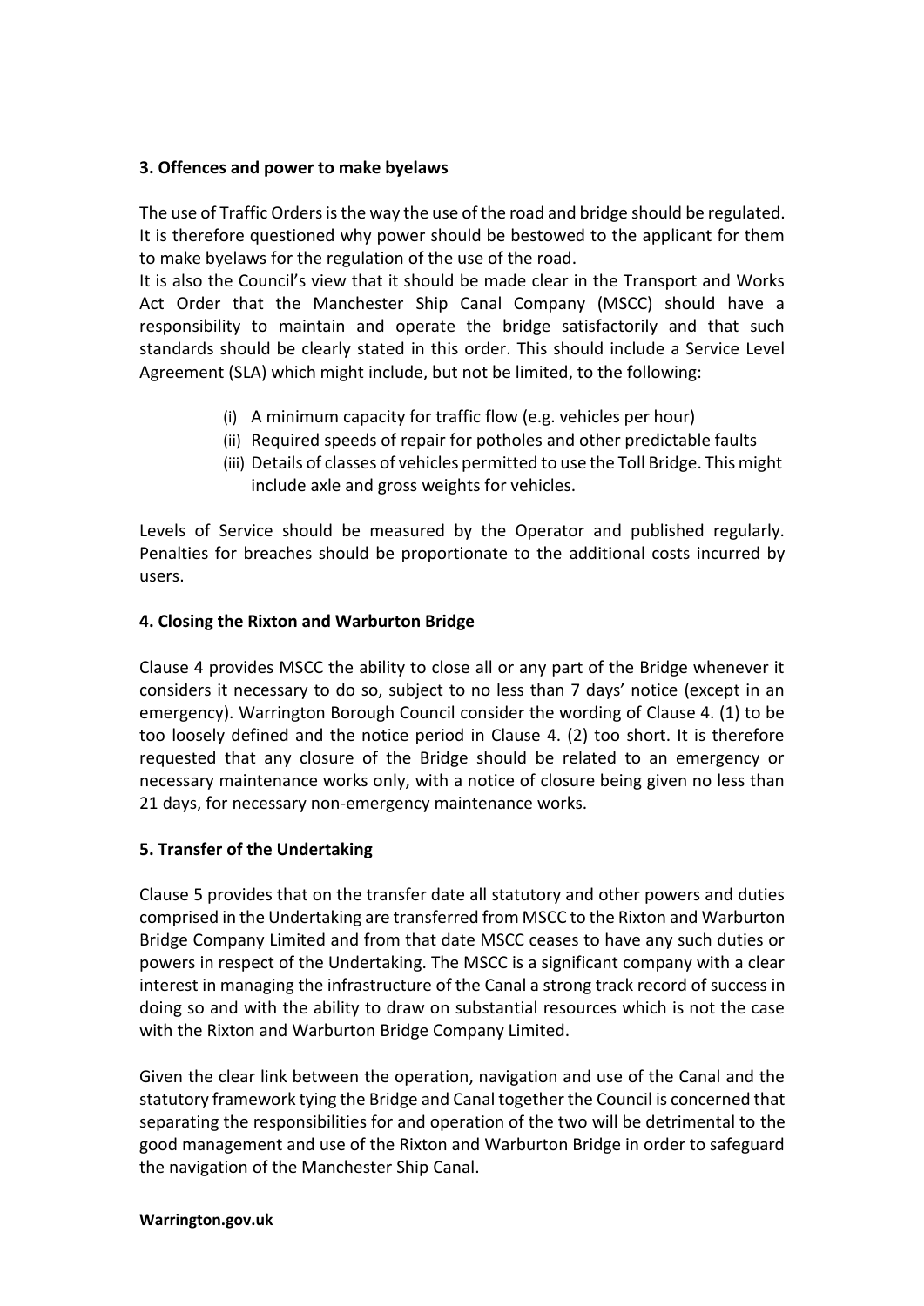### 3. Offences and power to make byelaws

The use of Traffic Orders is the way the use of the road and bridge should be regulated. It is therefore questioned why power should be bestowed to the applicant for them to make byelaws for the regulation of the use of the road.

It is also the Council's view that it should be made clear in the Transport and Works Act Order that the Manchester Ship Canal Company (MSCC) should have a responsibility to maintain and operate the bridge satisfactorily and that such standards should be clearly stated in this order. This should include a Service Level Agreement (SLA) which might include, but not be limited, to the following:

(i) A minimum capacity for traffic flow (e.g. vehicles per hour)
(ii) Required speeds of repair for potholes and other predictable faults
(iii) Details of classes of vehicles permitted to use the Toll Bridge. This might include axle and gross weights for vehicles.

Levels of Service should be measured by the Operator and published regularly. Penalties for breaches should be proportionate to the additional costs incurred by users.

### 4. Closing the Rixton and Warburton Bridge

Clause 4 provides MSCC the ability to close all or any part of the Bridge whenever it considers it necessary to do so, subject to no less than 7 days' notice (except in an emergency). Warrington Borough Council consider the wording of Clause 4. (1) to be too loosely defined and the notice period in Clause 4. (2) too short. It is therefore requested that any closure of the Bridge should be related to an emergency or necessary maintenance works only, with a notice of closure being given no less than 21 days, for necessary non-emergency maintenance works.

### 5. Transfer of the Undertaking

Clause 5 provides that on the transfer date all statutory and other powers and duties comprised in the Undertaking are transferred from MSCC to the Rixton and Warburton Bridge Company Limited and from that date MSCC ceases to have any such duties or powers in respect of the Undertaking. The MSCC is a significant company with a clear interest in managing the infrastructure of the Canal a strong track record of success in doing so and with the ability to draw on substantial resources which is not the case with the Rixton and Warburton Bridge Company Limited.

Given the clear link between the operation, navigation and use of the Canal and the statutory framework tying the Bridge and Canal together the Council is concerned that separating the responsibilities for and operation of the two will be detrimental to the good management and use of the Rixton and Warburton Bridge in order to safeguard the navigation of the Manchester Ship Canal.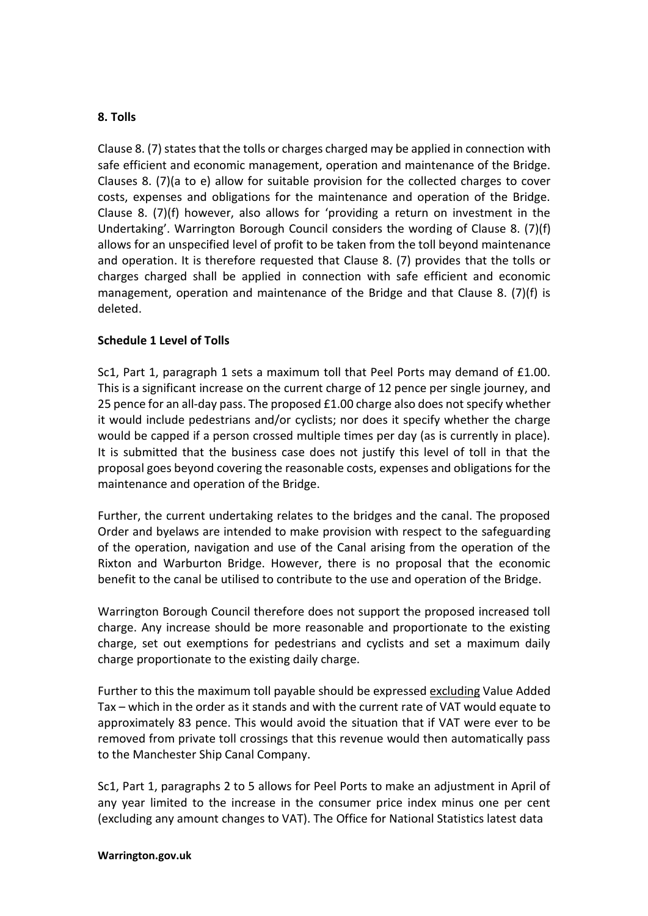**8. Tolls**

Clause 8. (7) states that the tolls or charges charged may be applied in connection with safe efficient and economic management, operation and maintenance of the Bridge. Clauses 8. (7)(a to e) allow for suitable provision for the collected charges to cover costs, expenses and obligations for the maintenance and operation of the Bridge. Clause 8. (7)(f) however, also allows for 'providing a return on investment in the Undertaking'. Warrington Borough Council considers the wording of Clause 8. (7)(f) allows for an unspecified level of profit to be taken from the toll beyond maintenance and operation. It is therefore requested that Clause 8. (7) provides that the tolls or charges charged shall be applied in connection with safe efficient and economic management, operation and maintenance of the Bridge and that Clause 8. (7)(f) is deleted.

**Schedule 1 Level of Tolls**

Sc1, Part 1, paragraph 1 sets a maximum toll that Peel Ports may demand of £1.00. This is a significant increase on the current charge of 12 pence per single journey, and 25 pence for an all-day pass. The proposed £1.00 charge also does not specify whether it would include pedestrians and/or cyclists; nor does it specify whether the charge would be capped if a person crossed multiple times per day (as is currently in place). It is submitted that the business case does not justify this level of toll in that the proposal goes beyond covering the reasonable costs, expenses and obligations for the maintenance and operation of the Bridge.

Further, the current undertaking relates to the bridges and the canal. The proposed Order and byelaws are intended to make provision with respect to the safeguarding of the operation, navigation and use of the Canal arising from the operation of the Rixton and Warburton Bridge. However, there is no proposal that the economic benefit to the canal be utilised to contribute to the use and operation of the Bridge.

Warrington Borough Council therefore does not support the proposed increased toll charge. Any increase should be more reasonable and proportionate to the existing charge, set out exemptions for pedestrians and cyclists and set a maximum daily charge proportionate to the existing daily charge.

Further to this the maximum toll payable should be expressed <u>excluding</u> Value Added Tax – which in the order as it stands and with the current rate of VAT would equate to approximately 83 pence. This would avoid the situation that if VAT were ever to be removed from private toll crossings that this revenue would then automatically pass to the Manchester Ship Canal Company.

Sc1, Part 1, paragraphs 2 to 5 allows for Peel Ports to make an adjustment in April of any year limited to the increase in the consumer price index minus one per cent (excluding any amount changes to VAT). The Office for National Statistics latest data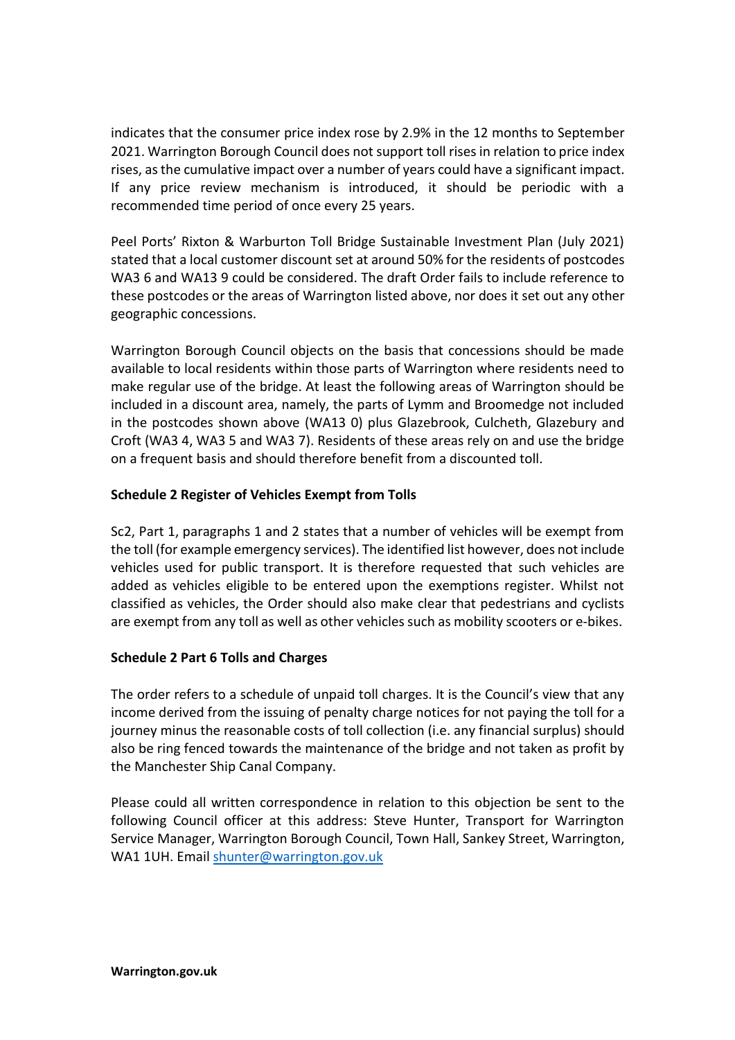indicates that the consumer price index rose by 2.9% in the 12 months to September 2021. Warrington Borough Council does not support toll rises in relation to price index rises, as the cumulative impact over a number of years could have a significant impact. If any price review mechanism is introduced, it should be periodic with a recommended time period of once every 25 years.

Peel Ports' Rixton & Warburton Toll Bridge Sustainable Investment Plan (July 2021) stated that a local customer discount set at around 50% for the residents of postcodes WA3 6 and WA13 9 could be considered. The draft Order fails to include reference to these postcodes or the areas of Warrington listed above, nor does it set out any other geographic concessions.

Warrington Borough Council objects on the basis that concessions should be made available to local residents within those parts of Warrington where residents need to make regular use of the bridge. At least the following areas of Warrington should be included in a discount area, namely, the parts of Lymm and Broomedge not included in the postcodes shown above (WA13 0) plus Glazebrook, Culcheth, Glazebury and Croft (WA3 4, WA3 5 and WA3 7). Residents of these areas rely on and use the bridge on a frequent basis and should therefore benefit from a discounted toll.

**Schedule 2 Register of Vehicles Exempt from Tolls**

Sc2, Part 1, paragraphs 1 and 2 states that a number of vehicles will be exempt from the toll (for example emergency services). The identified list however, does not include vehicles used for public transport. It is therefore requested that such vehicles are added as vehicles eligible to be entered upon the exemptions register. Whilst not classified as vehicles, the Order should also make clear that pedestrians and cyclists are exempt from any toll as well as other vehicles such as mobility scooters or e-bikes.

**Schedule 2 Part 6 Tolls and Charges**

The order refers to a schedule of unpaid toll charges. It is the Council's view that any income derived from the issuing of penalty charge notices for not paying the toll for a journey minus the reasonable costs of toll collection (i.e. any financial surplus) should also be ring fenced towards the maintenance of the bridge and not taken as profit by the Manchester Ship Canal Company.

Please could all written correspondence in relation to this objection be sent to the following Council officer at this address: Steve Hunter, Transport for Warrington Service Manager, Warrington Borough Council, Town Hall, Sankey Street, Warrington, WA1 1UH. Email shunter@warrington.gov.uk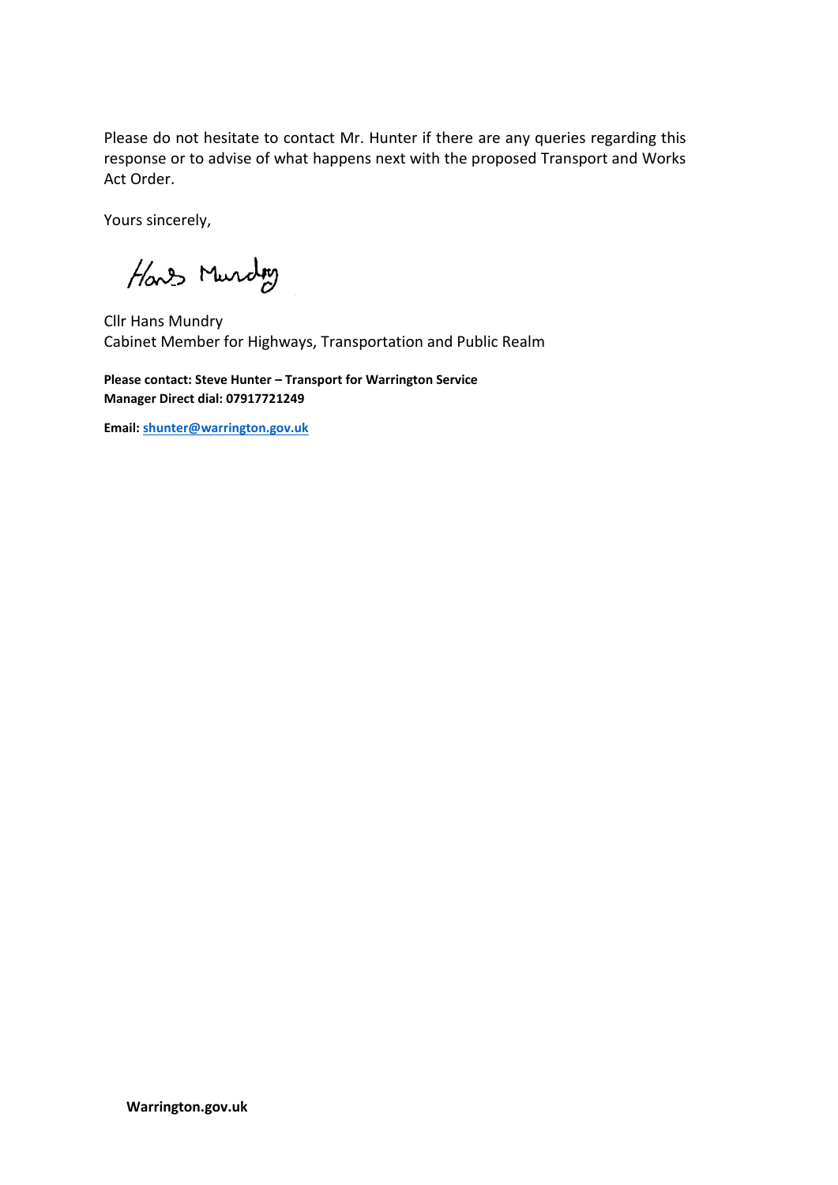Please do not hesitate to contact Mr. Hunter if there are any queries regarding this response or to advise of what happens next with the proposed Transport and Works Act Order.

Yours sincerely,

Hans Mundry

Cllr Hans Mundry
Cabinet Member for Highways, Transportation and Public Realm

**Please contact: Steve Hunter – Transport for Warrington Service Manager Direct dial: 07917721249**

**Email: shunter@warrington.gov.uk**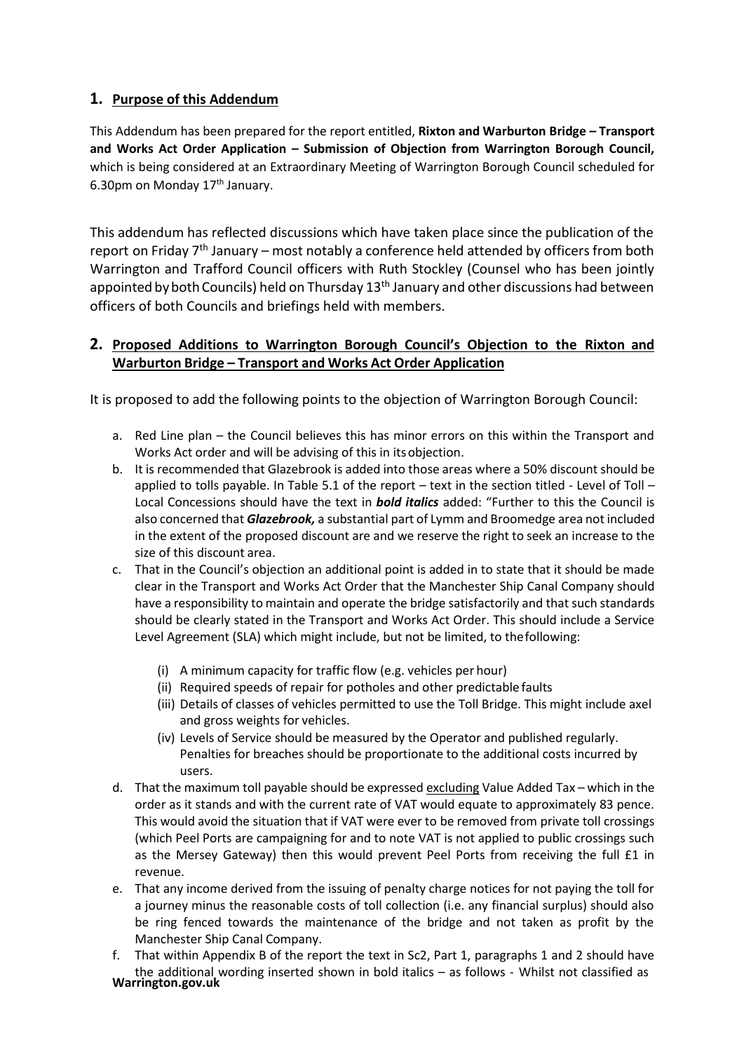## 1. Purpose of this Addendum

This Addendum has been prepared for the report entitled, **Rixton and Warburton Bridge – Transport and Works Act Order Application – Submission of Objection from Warrington Borough Council,** which is being considered at an Extraordinary Meeting of Warrington Borough Council scheduled for 6.30pm on Monday 17th January.

This addendum has reflected discussions which have taken place since the publication of the report on Friday 7th January – most notably a conference held attended by officers from both Warrington and Trafford Council officers with Ruth Stockley (Counsel who has been jointly appointed by both Councils) held on Thursday 13th January and other discussions had between officers of both Councils and briefings held with members.

## 2. Proposed Additions to Warrington Borough Council's Objection to the Rixton and Warburton Bridge – Transport and Works Act Order Application

It is proposed to add the following points to the objection of Warrington Borough Council:

a. Red Line plan – the Council believes this has minor errors on this within the Transport and Works Act order and will be advising of this in its objection.
b. It is recommended that Glazebrook is added into those areas where a 50% discount should be applied to tolls payable. In Table 5.1 of the report – text in the section titled - Level of Toll – Local Concessions should have the text in ***bold italics*** added: "Further to this the Council is also concerned that ***Glazebrook,*** a substantial part of Lymm and Broomedge area not included in the extent of the proposed discount are and we reserve the right to seek an increase to the size of this discount area.
c. That in the Council's objection an additional point is added in to state that it should be made clear in the Transport and Works Act Order that the Manchester Ship Canal Company should have a responsibility to maintain and operate the bridge satisfactorily and that such standards should be clearly stated in the Transport and Works Act Order. This should include a Service Level Agreement (SLA) which might include, but not be limited, to the following:
   (i) A minimum capacity for traffic flow (e.g. vehicles per hour)
   (ii) Required speeds of repair for potholes and other predictable faults
   (iii) Details of classes of vehicles permitted to use the Toll Bridge. This might include axel and gross weights for vehicles.
   (iv) Levels of Service should be measured by the Operator and published regularly. Penalties for breaches should be proportionate to the additional costs incurred by users.
d. That the maximum toll payable should be expressed <u>excluding</u> Value Added Tax – which in the order as it stands and with the current rate of VAT would equate to approximately 83 pence. This would avoid the situation that if VAT were ever to be removed from private toll crossings (which Peel Ports are campaigning for and to note VAT is not applied to public crossings such as the Mersey Gateway) then this would prevent Peel Ports from receiving the full £1 in revenue.
e. That any income derived from the issuing of penalty charge notices for not paying the toll for a journey minus the reasonable costs of toll collection (i.e. any financial surplus) should also be ring fenced towards the maintenance of the bridge and not taken as profit by the Manchester Ship Canal Company.
f. That within Appendix B of the report the text in Sc2, Part 1, paragraphs 1 and 2 should have the additional wording inserted shown in bold italics – as follows - Whilst not classified as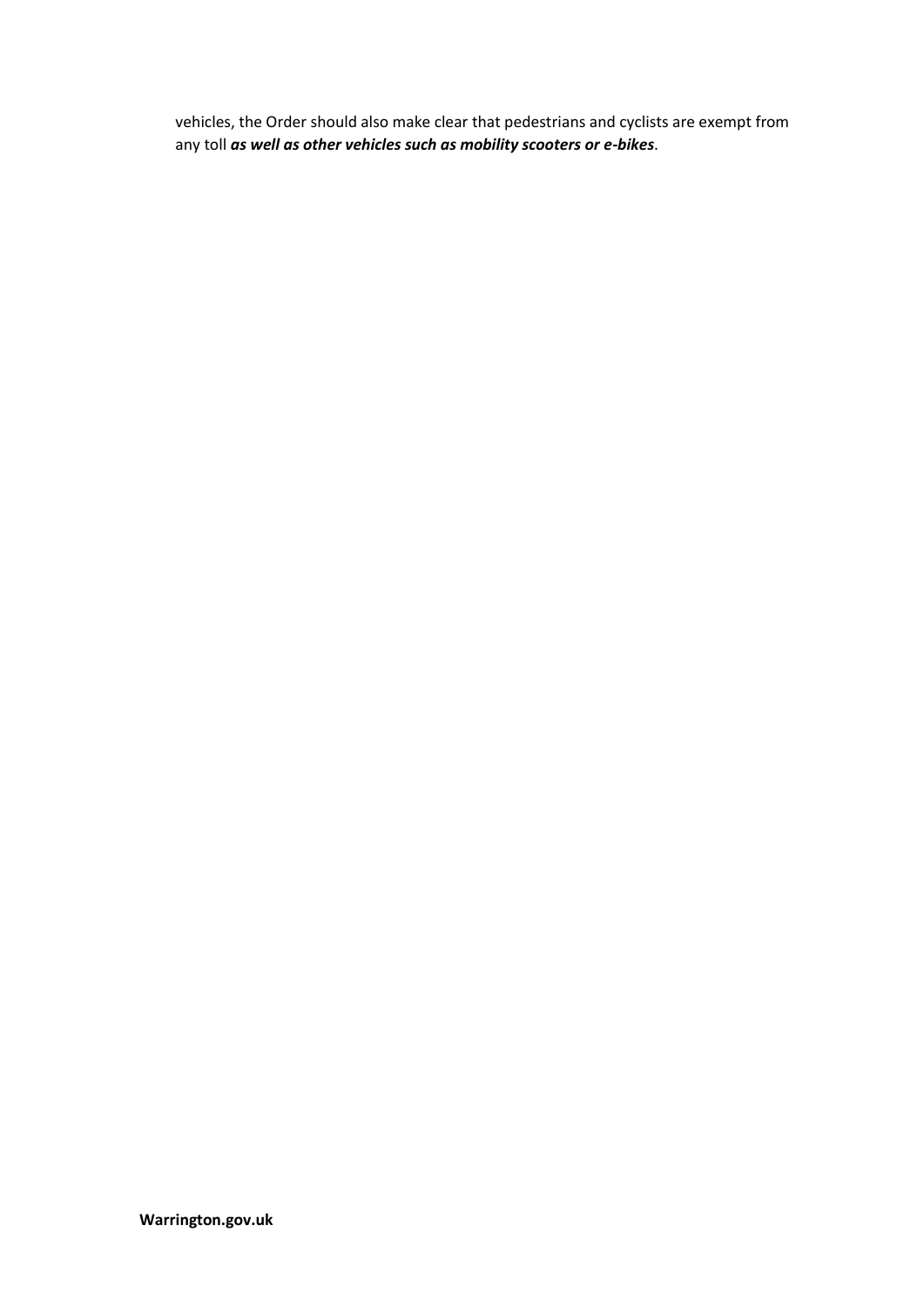vehicles, the Order should also make clear that pedestrians and cyclists are exempt from any toll ***as well as other vehicles such as mobility scooters or e-bikes***.